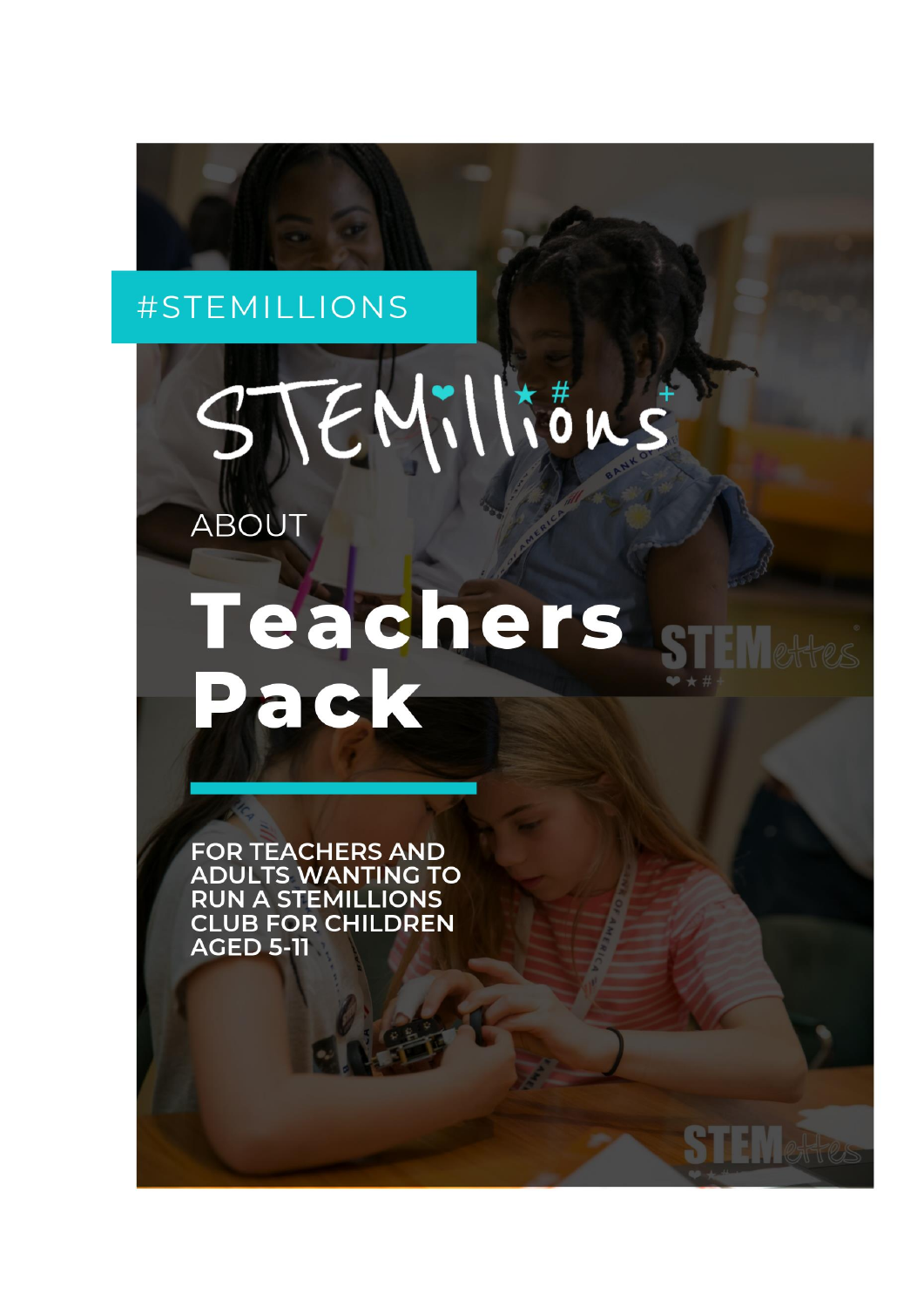#STEMILLIONS

STEMillions

ABOUT

# Teachers Pack

**FOR TEACHERS AND ADULTS WANTING TO RUN A STEMILLIONS CLUB FOR CHILDREN AGED 5-11**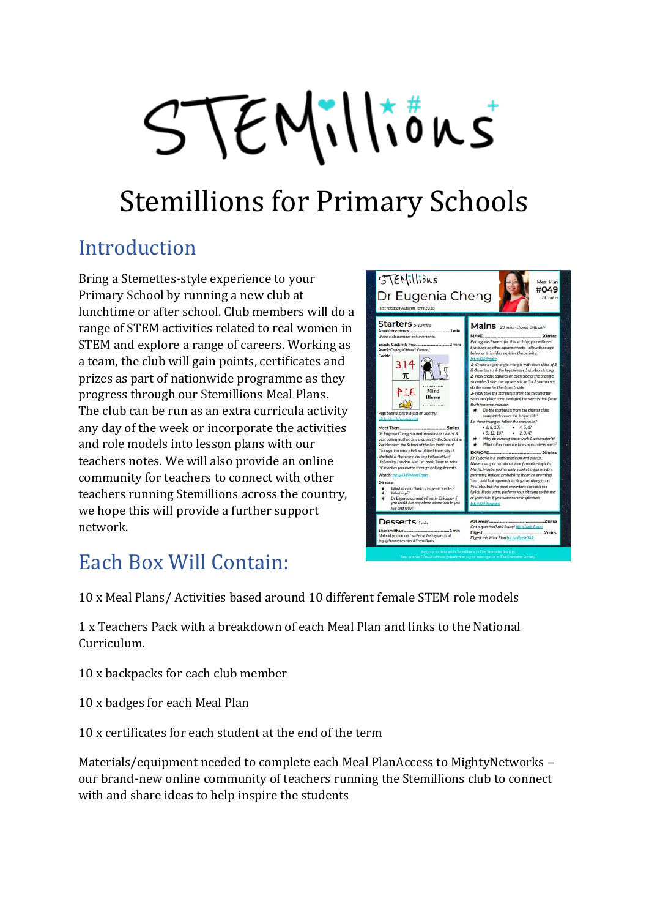# Stemillions for Primary Schools

## Introduction

Bring a Stemettes-style experience to your Primary School by running a new club at lunchtime or after school. Club members will do a range of STEM activities related to real women in STEM and explore a range of careers. Working as a team, the club will gain points, certificates and prizes as part of nationwide programme as they progress through our Stemillions Meal Plans. The club can be run as an extra curricula activity any day of the week or incorporate the activities and role models into lesson plans with our teachers notes. We will also provide an online community for teachers to connect with other teachers running Stemillions across the country, we hope this will provide a further support network.

## Each Box Will Contain:

10 x Meal Plans/ Activities based around 10 different female STEM role models

1 x Teachers Pack with a breakdown of each Meal Plan and links to the National Curriculum.

10 x backpacks for each club member

10 x badges for each Meal Plan

10 x certificates for each student at the end of the term

Materials/equipment needed to complete each Meal PlanAccess to MightyNetworks – our brand-new online community of teachers running the Stemillions club to connect with and share ideas to help inspire the students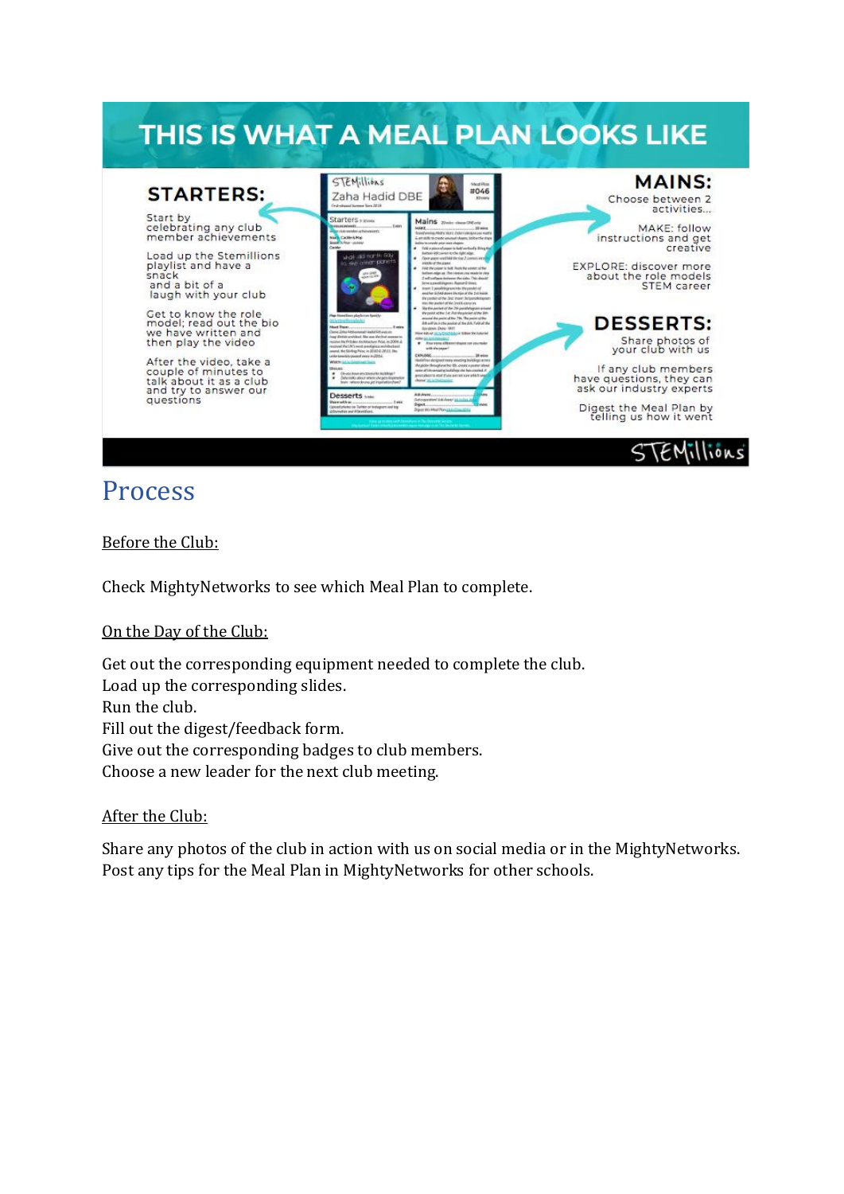# THIS IS WHAT A MEAL PLAN LOOKS LIKE

**STARTERS:**

Start by celebrating any club member achievements

Load up the Stemillions playlist and have a snack and a bit of a laugh with your club

Get to know the role model; read out the bio we have written and then play the video

After the video, take a couple of minutes to talk about it as a club and try to answer our questions

**MAINS:**

Choose between 2 activities...

MAKE: follow instructions and get creative

EXPLORE: discover more about the role models STEM career

**DESSERTS:**

Share photos of your club with us

If any club members have questions, they can ask our industry experts

Digest the Meal Plan by telling us how it went

STEMillions

# Process

Before the Club:

Check MightyNetworks to see which Meal Plan to complete.

On the Day of the Club:

Get out the corresponding equipment needed to complete the club.
Load up the corresponding slides.
Run the club.
Fill out the digest/feedback form.
Give out the corresponding badges to club members.
Choose a new leader for the next club meeting.

After the Club:

Share any photos of the club in action with us on social media or in the MightyNetworks.
Post any tips for the Meal Plan in MightyNetworks for other schools.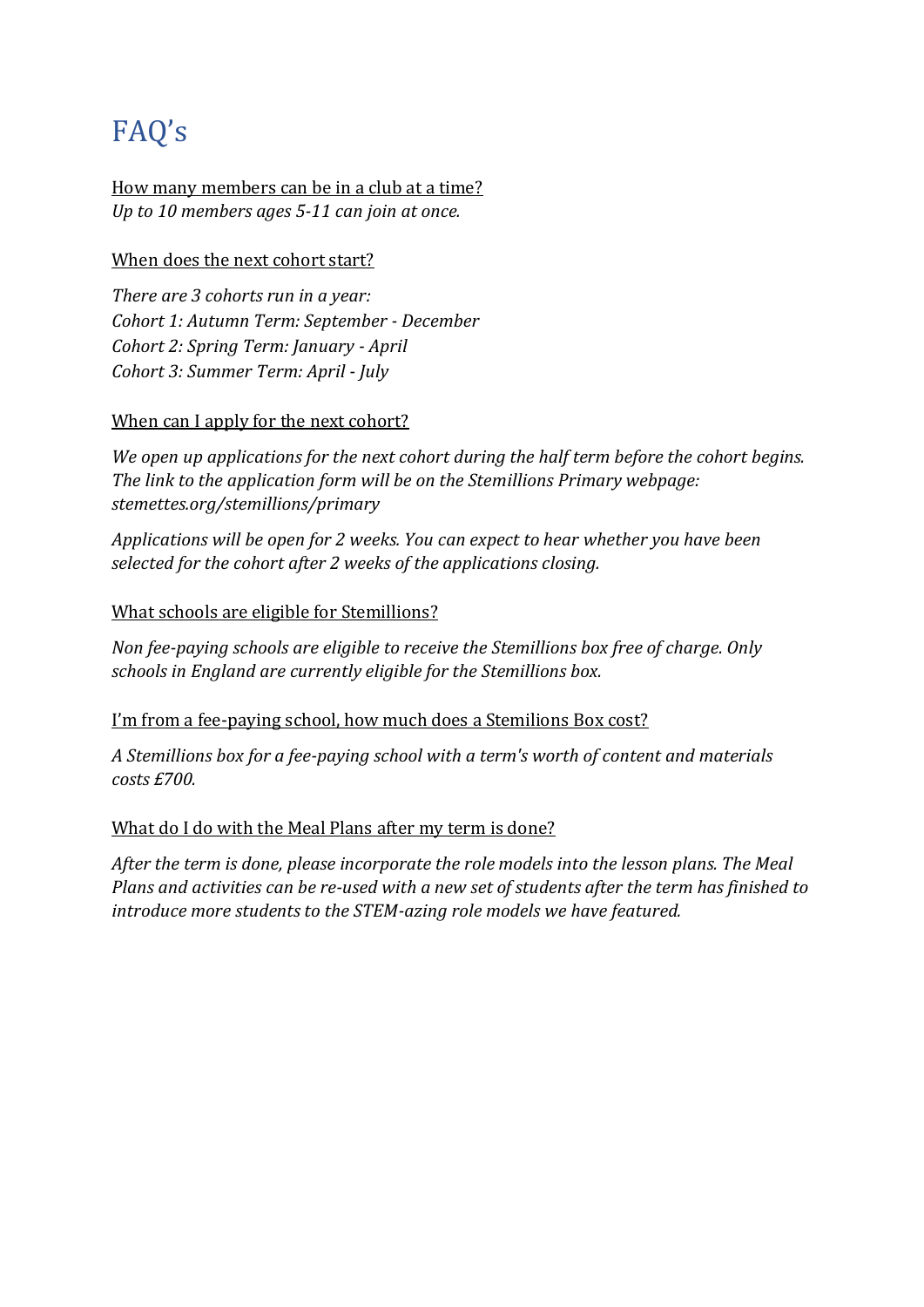# FAQ's

<u>How many members can be in a club at a time?</u>
*Up to 10 members ages 5-11 can join at once.*

<u>When does the next cohort start?</u>

*There are 3 cohorts run in a year:*
*Cohort 1: Autumn Term: September - December*
*Cohort 2: Spring Term: January - April*
*Cohort 3: Summer Term: April - July*

<u>When can I apply for the next cohort?</u>

*We open up applications for the next cohort during the half term before the cohort begins. The link to the application form will be on the Stemillions Primary webpage: stemettes.org/stemillions/primary*

*Applications will be open for 2 weeks. You can expect to hear whether you have been selected for the cohort after 2 weeks of the applications closing.*

<u>What schools are eligible for Stemillions?</u>

*Non fee-paying schools are eligible to receive the Stemillions box free of charge. Only schools in England are currently eligible for the Stemillions box.*

<u>I'm from a fee-paying school, how much does a Stemilions Box cost?</u>

*A Stemillions box for a fee-paying school with a term's worth of content and materials costs £700.*

<u>What do I do with the Meal Plans after my term is done?</u>

*After the term is done, please incorporate the role models into the lesson plans. The Meal Plans and activities can be re-used with a new set of students after the term has finished to introduce more students to the STEM-azing role models we have featured.*